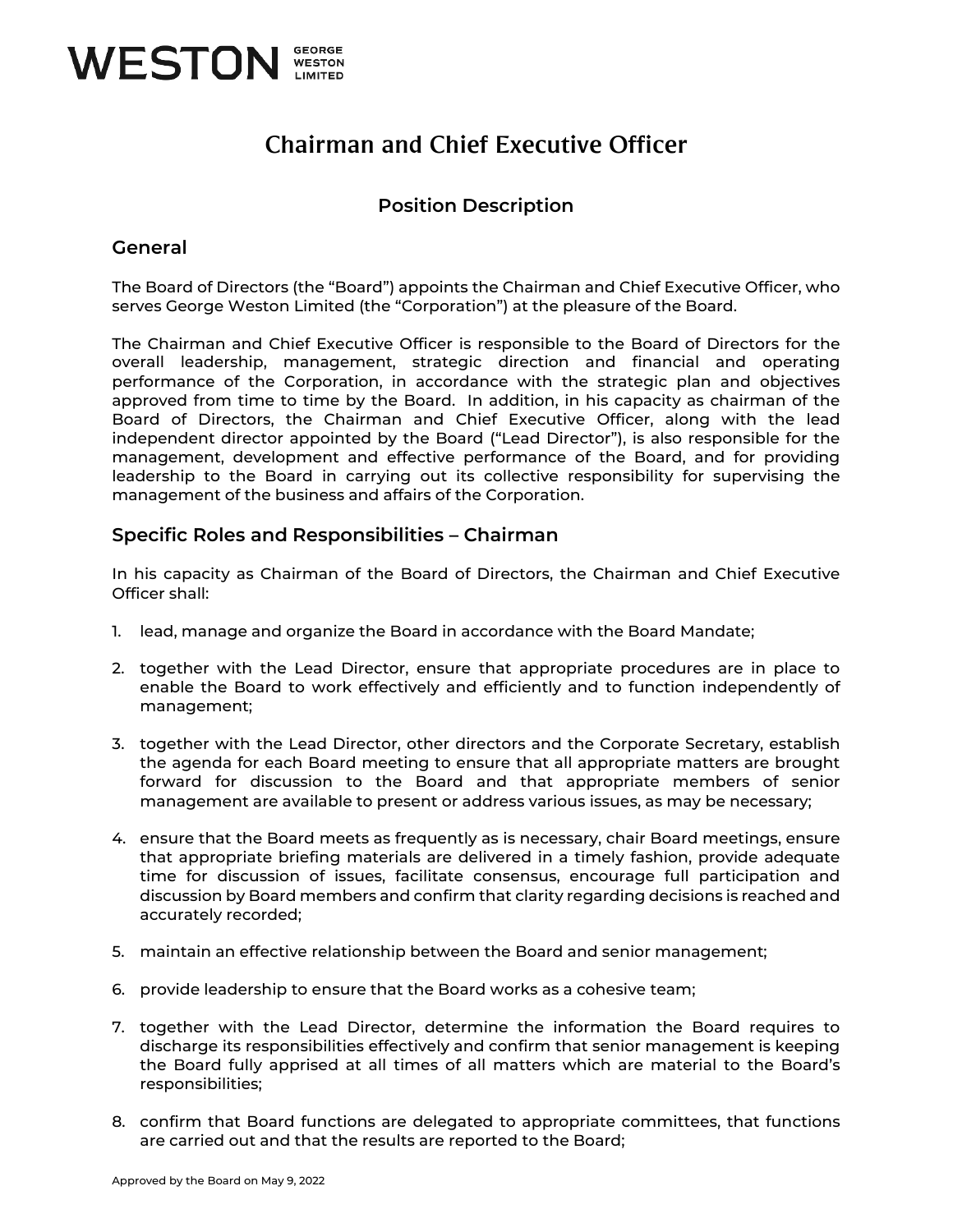# Chairman and Chief Executive Officer

## Position Description

### General

The Board of Directors (the "Board") appoints the Chairman and Chief Executive Officer, who serves George Weston Limited (the "Corporation") at the pleasure of the Board.

The Chairman and Chief Executive Officer is responsible to the Board of Directors for the overall leadership, management, strategic direction and financial and operating performance of the Corporation, in accordance with the strategic plan and objectives approved from time to time by the Board. In addition, in his capacity as chairman of the Board of Directors, the Chairman and Chief Executive Officer, along with the lead independent director appointed by the Board ("Lead Director"), is also responsible for the management, development and effective performance of the Board, and for providing leadership to the Board in carrying out its collective responsibility for supervising the management of the business and affairs of the Corporation.

### Specific Roles and Responsibilities – Chairman

In his capacity as Chairman of the Board of Directors, the Chairman and Chief Executive Officer shall:

1. lead, manage and organize the Board in accordance with the Board Mandate;

2. together with the Lead Director, ensure that appropriate procedures are in place to enable the Board to work effectively and efficiently and to function independently of management;

3. together with the Lead Director, other directors and the Corporate Secretary, establish the agenda for each Board meeting to ensure that all appropriate matters are brought forward for discussion to the Board and that appropriate members of senior management are available to present or address various issues, as may be necessary;

4. ensure that the Board meets as frequently as is necessary, chair Board meetings, ensure that appropriate briefing materials are delivered in a timely fashion, provide adequate time for discussion of issues, facilitate consensus, encourage full participation and discussion by Board members and confirm that clarity regarding decisions is reached and accurately recorded;

5. maintain an effective relationship between the Board and senior management;

6. provide leadership to ensure that the Board works as a cohesive team;

7. together with the Lead Director, determine the information the Board requires to discharge its responsibilities effectively and confirm that senior management is keeping the Board fully apprised at all times of all matters which are material to the Board's responsibilities;

8. confirm that Board functions are delegated to appropriate committees, that functions are carried out and that the results are reported to the Board;

Approved by the Board on May 9, 2022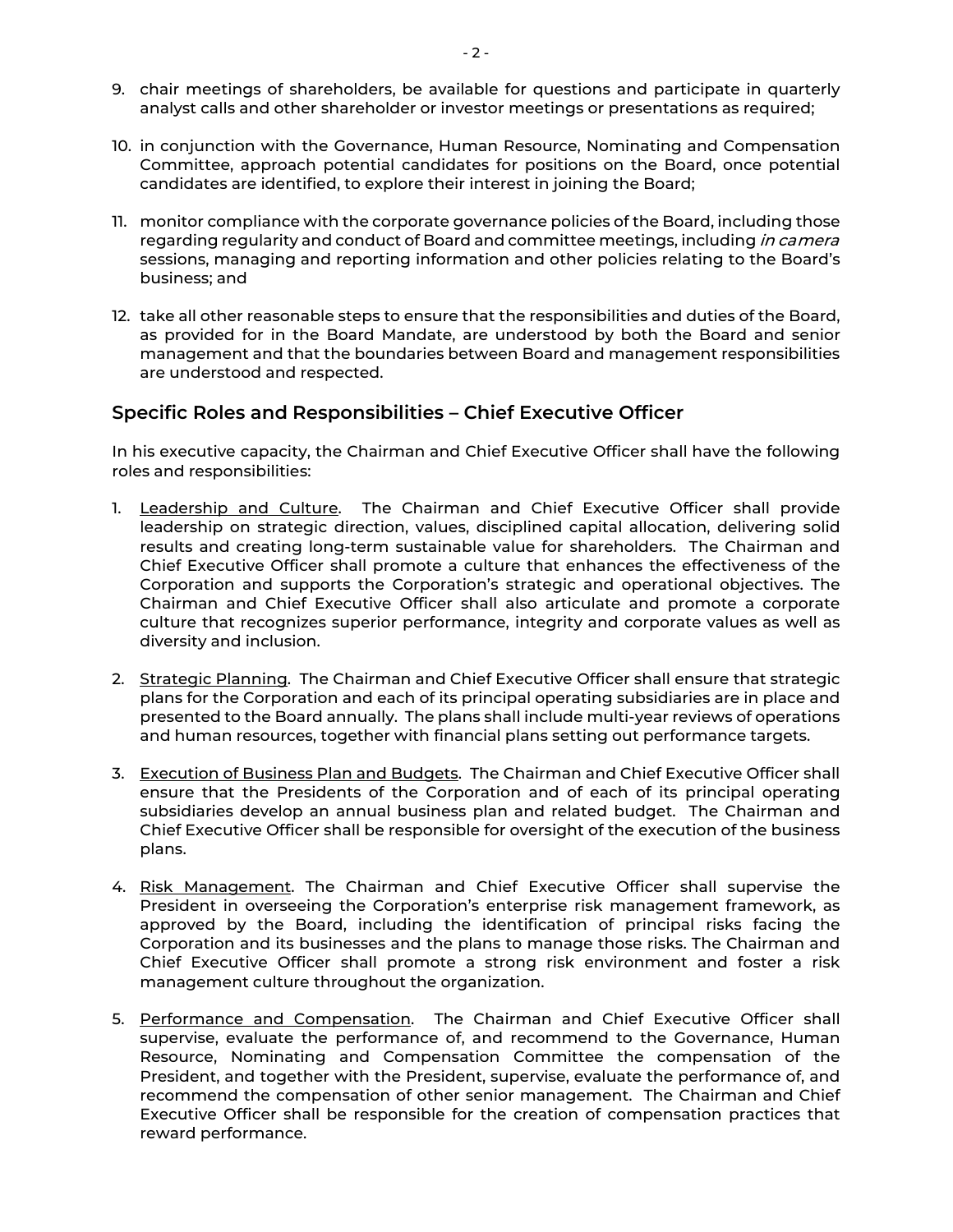9. chair meetings of shareholders, be available for questions and participate in quarterly analyst calls and other shareholder or investor meetings or presentations as required;

10. in conjunction with the Governance, Human Resource, Nominating and Compensation Committee, approach potential candidates for positions on the Board, once potential candidates are identified, to explore their interest in joining the Board;

11. monitor compliance with the corporate governance policies of the Board, including those regarding regularity and conduct of Board and committee meetings, including *in camera* sessions, managing and reporting information and other policies relating to the Board's business; and

12. take all other reasonable steps to ensure that the responsibilities and duties of the Board, as provided for in the Board Mandate, are understood by both the Board and senior management and that the boundaries between Board and management responsibilities are understood and respected.

## Specific Roles and Responsibilities – Chief Executive Officer

In his executive capacity, the Chairman and Chief Executive Officer shall have the following roles and responsibilities:

1. Leadership and Culture. The Chairman and Chief Executive Officer shall provide leadership on strategic direction, values, disciplined capital allocation, delivering solid results and creating long-term sustainable value for shareholders. The Chairman and Chief Executive Officer shall promote a culture that enhances the effectiveness of the Corporation and supports the Corporation's strategic and operational objectives. The Chairman and Chief Executive Officer shall also articulate and promote a corporate culture that recognizes superior performance, integrity and corporate values as well as diversity and inclusion.

2. Strategic Planning. The Chairman and Chief Executive Officer shall ensure that strategic plans for the Corporation and each of its principal operating subsidiaries are in place and presented to the Board annually. The plans shall include multi-year reviews of operations and human resources, together with financial plans setting out performance targets.

3. Execution of Business Plan and Budgets. The Chairman and Chief Executive Officer shall ensure that the Presidents of the Corporation and of each of its principal operating subsidiaries develop an annual business plan and related budget. The Chairman and Chief Executive Officer shall be responsible for oversight of the execution of the business plans.

4. Risk Management. The Chairman and Chief Executive Officer shall supervise the President in overseeing the Corporation's enterprise risk management framework, as approved by the Board, including the identification of principal risks facing the Corporation and its businesses and the plans to manage those risks. The Chairman and Chief Executive Officer shall promote a strong risk environment and foster a risk management culture throughout the organization.

5. Performance and Compensation. The Chairman and Chief Executive Officer shall supervise, evaluate the performance of, and recommend to the Governance, Human Resource, Nominating and Compensation Committee the compensation of the President, and together with the President, supervise, evaluate the performance of, and recommend the compensation of other senior management. The Chairman and Chief Executive Officer shall be responsible for the creation of compensation practices that reward performance.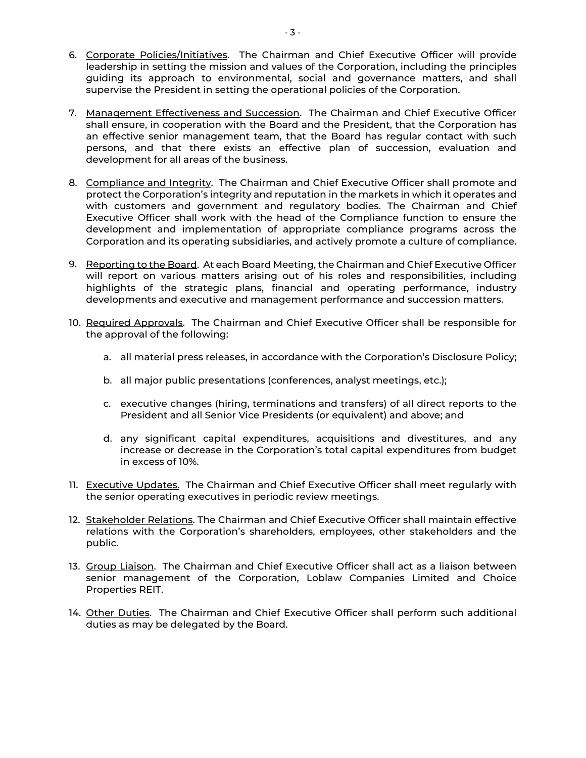6. <u>Corporate Policies/Initiatives</u>. The Chairman and Chief Executive Officer will provide leadership in setting the mission and values of the Corporation, including the principles guiding its approach to environmental, social and governance matters, and shall supervise the President in setting the operational policies of the Corporation.

7. <u>Management Effectiveness and Succession</u>. The Chairman and Chief Executive Officer shall ensure, in cooperation with the Board and the President, that the Corporation has an effective senior management team, that the Board has regular contact with such persons, and that there exists an effective plan of succession, evaluation and development for all areas of the business.

8. <u>Compliance and Integrity</u>. The Chairman and Chief Executive Officer shall promote and protect the Corporation's integrity and reputation in the markets in which it operates and with customers and government and regulatory bodies. The Chairman and Chief Executive Officer shall work with the head of the Compliance function to ensure the development and implementation of appropriate compliance programs across the Corporation and its operating subsidiaries, and actively promote a culture of compliance.

9. <u>Reporting to the Board</u>. At each Board Meeting, the Chairman and Chief Executive Officer will report on various matters arising out of his roles and responsibilities, including highlights of the strategic plans, financial and operating performance, industry developments and executive and management performance and succession matters.

10. <u>Required Approvals</u>. The Chairman and Chief Executive Officer shall be responsible for the approval of the following:

    a. all material press releases, in accordance with the Corporation's Disclosure Policy;

    b. all major public presentations (conferences, analyst meetings, etc.);

    c. executive changes (hiring, terminations and transfers) of all direct reports to the President and all Senior Vice Presidents (or equivalent) and above; and

    d. any significant capital expenditures, acquisitions and divestitures, and any increase or decrease in the Corporation's total capital expenditures from budget in excess of 10%.

11. <u>Executive Updates.</u> The Chairman and Chief Executive Officer shall meet regularly with the senior operating executives in periodic review meetings.

12. <u>Stakeholder Relations</u>. The Chairman and Chief Executive Officer shall maintain effective relations with the Corporation's shareholders, employees, other stakeholders and the public.

13. <u>Group Liaison</u>. The Chairman and Chief Executive Officer shall act as a liaison between senior management of the Corporation, Loblaw Companies Limited and Choice Properties REIT.

14. <u>Other Duties</u>. The Chairman and Chief Executive Officer shall perform such additional duties as may be delegated by the Board.